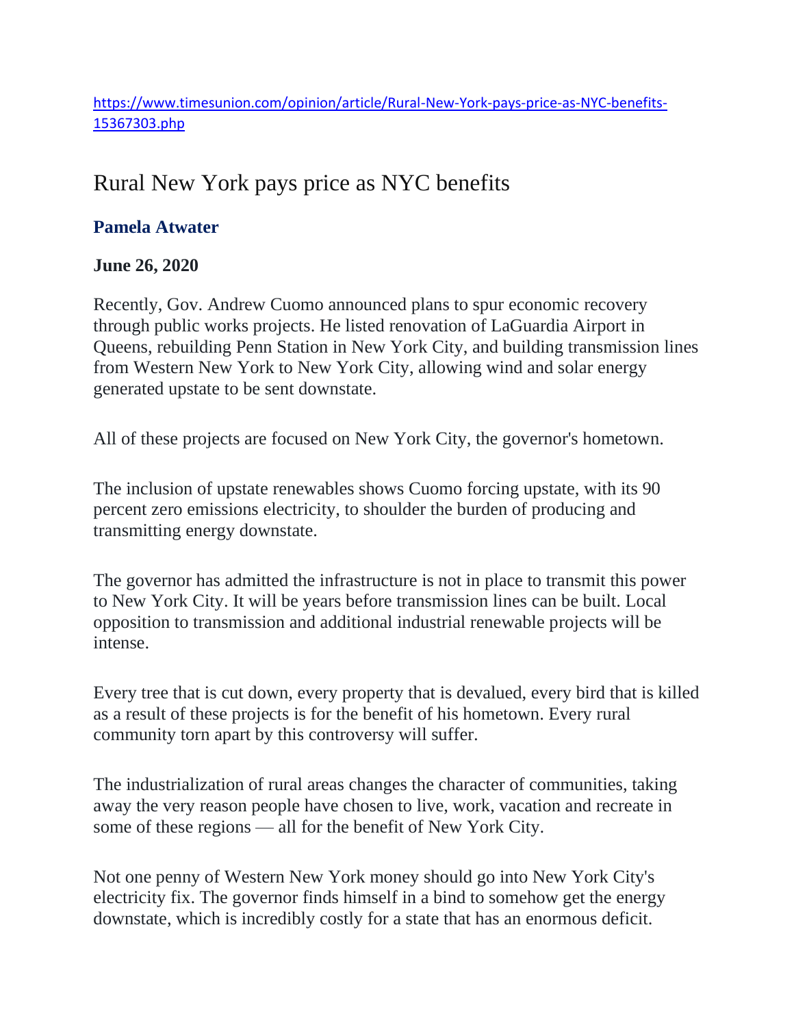https://www.timesunion.com/opinion/article/Rural-New-York-pays-price-as-NYC-benefits-15367303.php

# Rural New York pays price as NYC benefits

**Pamela Atwater**

**June 26, 2020**

Recently, Gov. Andrew Cuomo announced plans to spur economic recovery through public works projects. He listed renovation of LaGuardia Airport in Queens, rebuilding Penn Station in New York City, and building transmission lines from Western New York to New York City, allowing wind and solar energy generated upstate to be sent downstate.

All of these projects are focused on New York City, the governor's hometown.

The inclusion of upstate renewables shows Cuomo forcing upstate, with its 90 percent zero emissions electricity, to shoulder the burden of producing and transmitting energy downstate.

The governor has admitted the infrastructure is not in place to transmit this power to New York City. It will be years before transmission lines can be built. Local opposition to transmission and additional industrial renewable projects will be intense.

Every tree that is cut down, every property that is devalued, every bird that is killed as a result of these projects is for the benefit of his hometown. Every rural community torn apart by this controversy will suffer.

The industrialization of rural areas changes the character of communities, taking away the very reason people have chosen to live, work, vacation and recreate in some of these regions — all for the benefit of New York City.

Not one penny of Western New York money should go into New York City's electricity fix. The governor finds himself in a bind to somehow get the energy downstate, which is incredibly costly for a state that has an enormous deficit.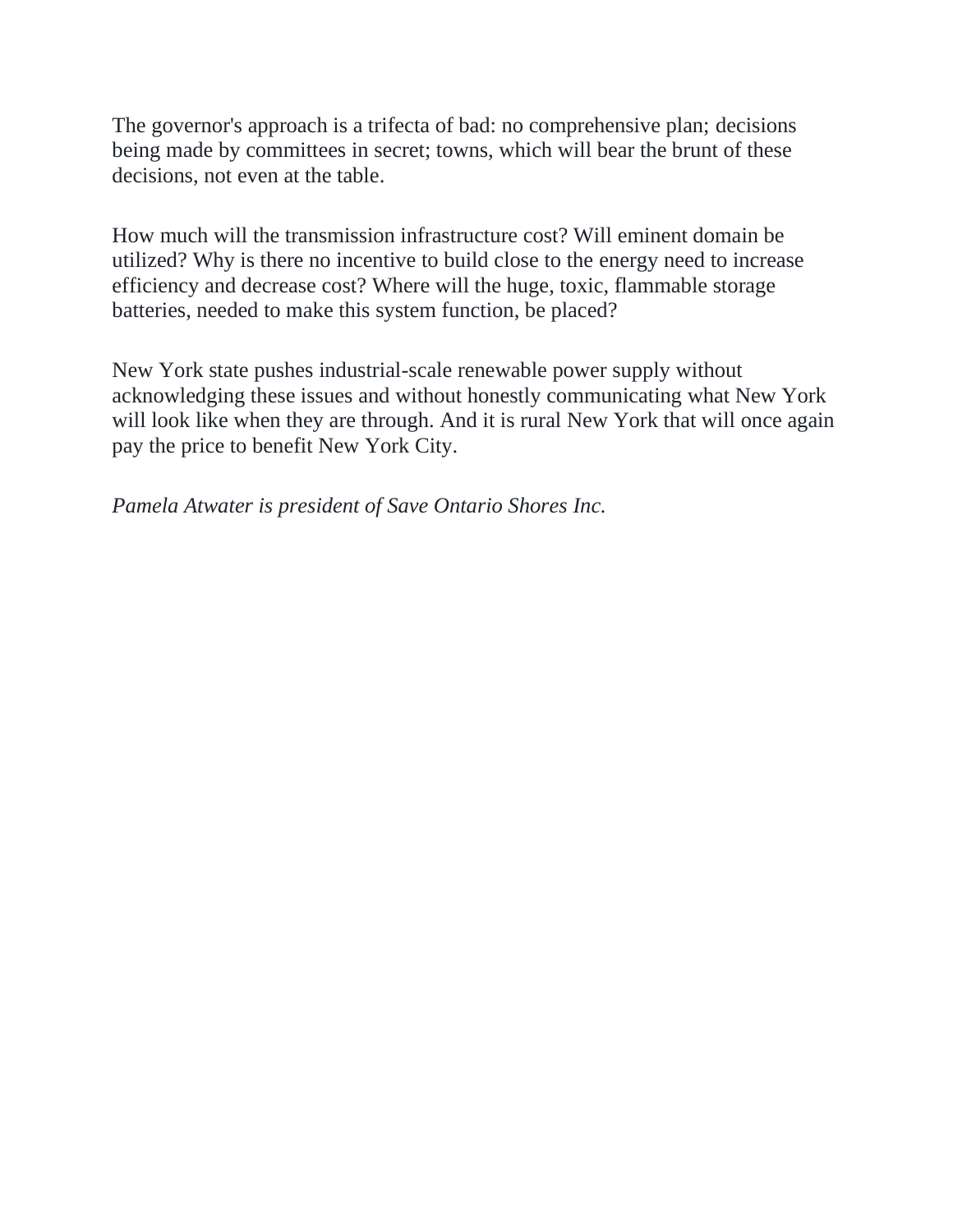The governor's approach is a trifecta of bad: no comprehensive plan; decisions being made by committees in secret; towns, which will bear the brunt of these decisions, not even at the table.

How much will the transmission infrastructure cost? Will eminent domain be utilized? Why is there no incentive to build close to the energy need to increase efficiency and decrease cost? Where will the huge, toxic, flammable storage batteries, needed to make this system function, be placed?

New York state pushes industrial-scale renewable power supply without acknowledging these issues and without honestly communicating what New York will look like when they are through. And it is rural New York that will once again pay the price to benefit New York City.

*Pamela Atwater is president of Save Ontario Shores Inc.*